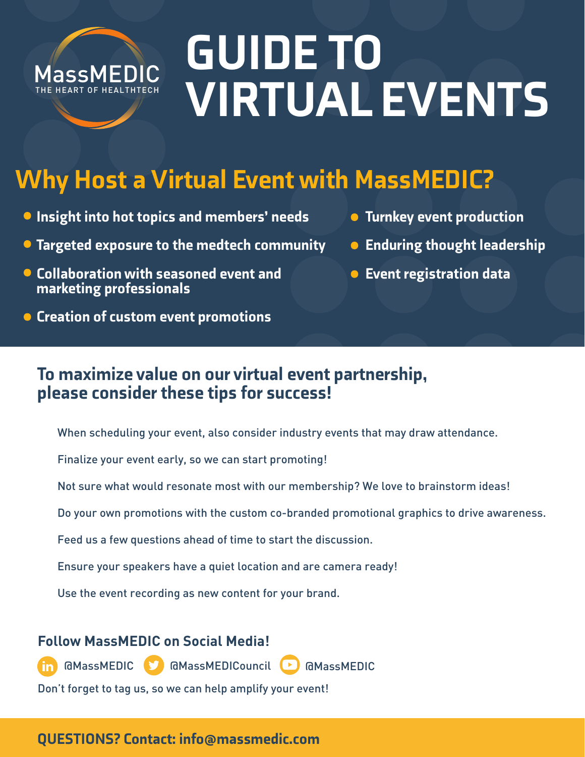MassMEDIC
THE HEART OF HEALTHTECH

# GUIDE TO VIRTUAL EVENTS

## Why Host a Virtual Event with MassMEDIC?

- **Insight into hot topics and members' needs**
- **Targeted exposure to the medtech community**
- **Collaboration with seasoned event and marketing professionals**
- **Creation of custom event promotions**
- **Turnkey event production**
- **Enduring thought leadership**
- **Event registration data**

### To maximize value on our virtual event partnership, please consider these tips for success!

When scheduling your event, also consider industry events that may draw attendance.

Finalize your event early, so we can start promoting!

Not sure what would resonate most with our membership? We love to brainstorm ideas!

Do your own promotions with the custom co-branded promotional graphics to drive awareness.

Feed us a few questions ahead of time to start the discussion.

Ensure your speakers have a quiet location and are camera ready!

Use the event recording as new content for your brand.

### Follow MassMEDIC on Social Media!

@MassMEDIC @MassMEDICouncil @MassMEDIC

Don't forget to tag us, so we can help amplify your event!

**QUESTIONS? Contact: info@massmedic.com**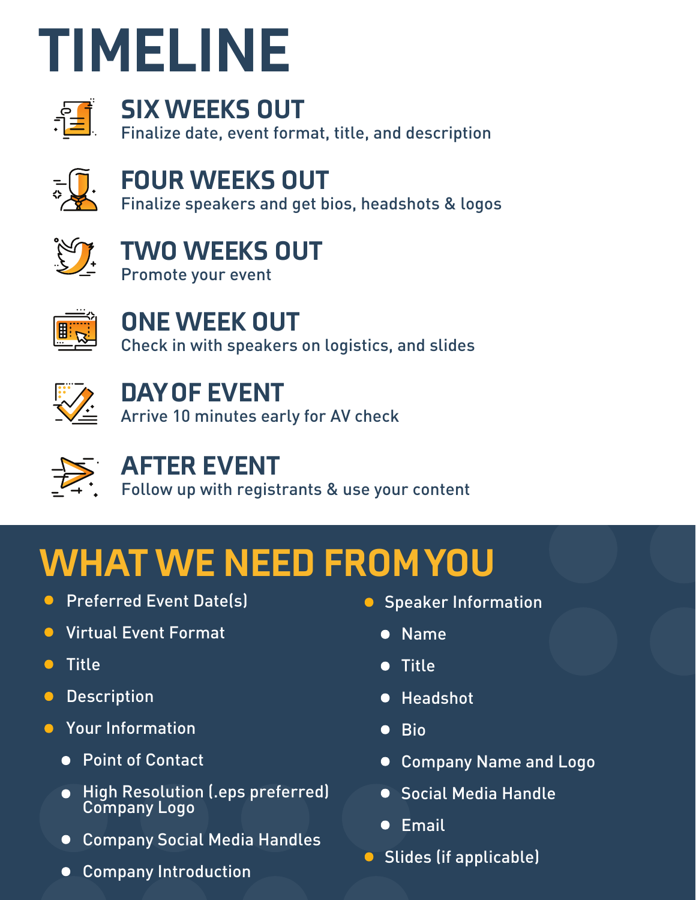# TIMELINE

### SIX WEEKS OUT
Finalize date, event format, title, and description

### FOUR WEEKS OUT
Finalize speakers and get bios, headshots & logos

### TWO WEEKS OUT
Promote your event

### ONE WEEK OUT
Check in with speakers on logistics, and slides

### DAY OF EVENT
Arrive 10 minutes early for AV check

### AFTER EVENT
Follow up with registrants & use your content

# WHAT WE NEED FROM YOU

- Preferred Event Date(s)
- Virtual Event Format
- Title
- Description
- Your Information
  - Point of Contact
  - High Resolution (.eps preferred) Company Logo
  - Company Social Media Handles
  - Company Introduction
- Speaker Information
  - Name
  - Title
  - Headshot
  - Bio
  - Company Name and Logo
  - Social Media Handle
  - Email
- Slides (if applicable)